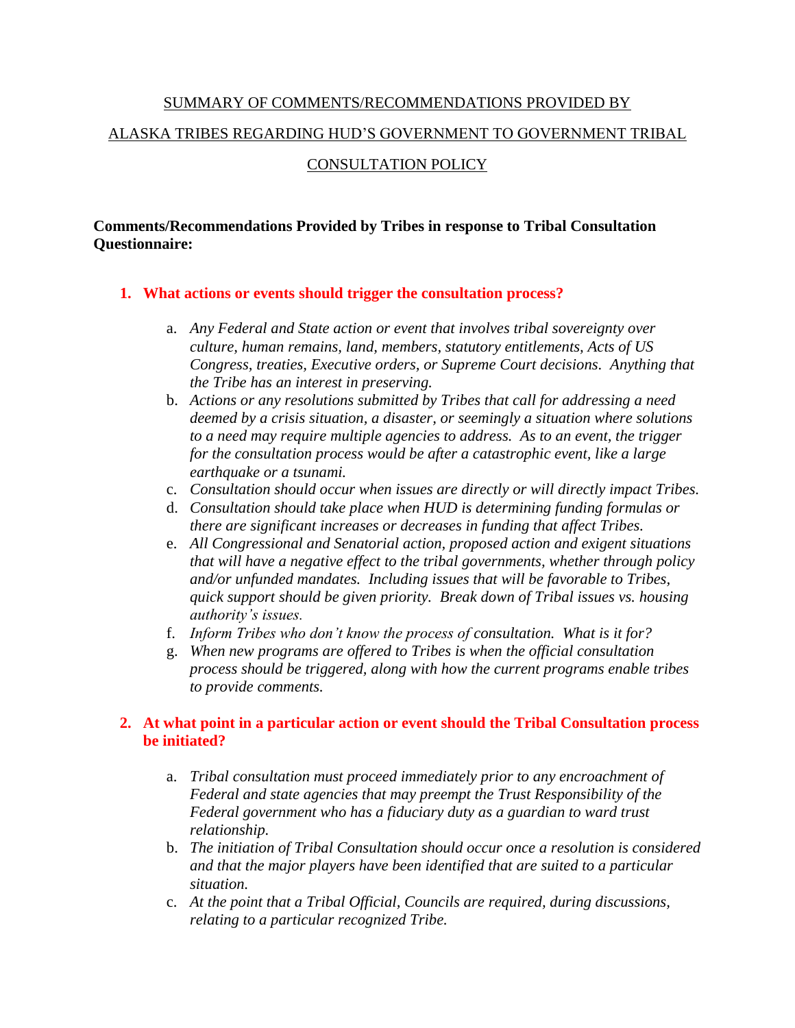# SUMMARY OF COMMENTS/RECOMMENDATIONS PROVIDED BY ALASKA TRIBES REGARDING HUD'S GOVERNMENT TO GOVERNMENT TRIBAL CONSULTATION POLICY

**Comments/Recommendations Provided by Tribes in response to Tribal Consultation Questionnaire:**

1. **What actions or events should trigger the consultation process?**

   a. *Any Federal and State action or event that involves tribal sovereignty over culture, human remains, land, members, statutory entitlements, Acts of US Congress, treaties, Executive orders, or Supreme Court decisions. Anything that the Tribe has an interest in preserving.*
   b. *Actions or any resolutions submitted by Tribes that call for addressing a need deemed by a crisis situation, a disaster, or seemingly a situation where solutions to a need may require multiple agencies to address. As to an event, the trigger for the consultation process would be after a catastrophic event, like a large earthquake or a tsunami.*
   c. *Consultation should occur when issues are directly or will directly impact Tribes.*
   d. *Consultation should take place when HUD is determining funding formulas or there are significant increases or decreases in funding that affect Tribes.*
   e. *All Congressional and Senatorial action, proposed action and exigent situations that will have a negative effect to the tribal governments, whether through policy and/or unfunded mandates. Including issues that will be favorable to Tribes, quick support should be given priority. Break down of Tribal issues vs. housing authority's issues.*
   f. *Inform Tribes who don't know the process of* consultation. *What is it for?*
   g. *When new programs are offered to Tribes is when the official consultation process should be triggered, along with how the current programs enable tribes to provide comments.*

2. **At what point in a particular action or event should the Tribal Consultation process be initiated?**

   a. *Tribal consultation must proceed immediately prior to any encroachment of Federal and state agencies that may preempt the Trust Responsibility of the Federal government who has a fiduciary duty as a guardian to ward trust relationship.*
   b. *The initiation of Tribal Consultation should occur once a resolution is considered and that the major players have been identified that are suited to a particular situation.*
   c. *At the point that a Tribal Official, Councils are required, during discussions, relating to a particular recognized Tribe.*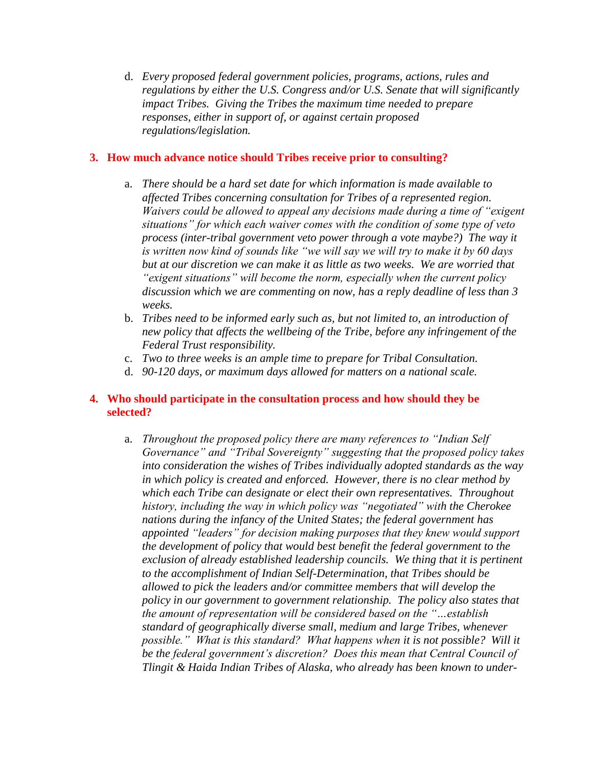d. *Every proposed federal government policies, programs, actions, rules and regulations by either the U.S. Congress and/or U.S. Senate that will significantly impact Tribes. Giving the Tribes the maximum time needed to prepare responses, either in support of, or against certain proposed regulations/legislation.*

### 3. How much advance notice should Tribes receive prior to consulting?

a. *There should be a hard set date for which information is made available to affected Tribes concerning consultation for Tribes of a represented region. Waivers could be allowed to appeal any decisions made during a time of "exigent situations" for which each waiver comes with the condition of some type of veto process (inter-tribal government veto power through a vote maybe?) The way it is written now kind of sounds like "we will say we will try to make it by 60 days but at our discretion we can make it as little as two weeks. We are worried that "exigent situations" will become the norm, especially when the current policy discussion which we are commenting on now, has a reply deadline of less than 3 weeks.*
b. *Tribes need to be informed early such as, but not limited to, an introduction of new policy that affects the wellbeing of the Tribe, before any infringement of the Federal Trust responsibility.*
c. *Two to three weeks is an ample time to prepare for Tribal Consultation.*
d. *90-120 days, or maximum days allowed for matters on a national scale.*

### 4. Who should participate in the consultation process and how should they be selected?

a. *Throughout the proposed policy there are many references to "Indian Self Governance" and "Tribal Sovereignty" suggesting that the proposed policy takes into consideration the wishes of Tribes individually adopted standards as the way in which policy is created and enforced. However, there is no clear method by which each Tribe can designate or elect their own representatives. Throughout history, including the way in which policy was "negotiated" with the Cherokee nations during the infancy of the United States; the federal government has appointed "leaders" for decision making purposes that they knew would support the development of policy that would best benefit the federal government to the exclusion of already established leadership councils. We thing that it is pertinent to the accomplishment of Indian Self-Determination, that Tribes should be allowed to pick the leaders and/or committee members that will develop the policy in our government to government relationship. The policy also states that the amount of representation will be considered based on the "…establish standard of geographically diverse small, medium and large Tribes, whenever possible." What is this standard? What happens when it is not possible? Will it be the federal government's discretion? Does this mean that Central Council of Tlingit & Haida Indian Tribes of Alaska, who already has been known to under-*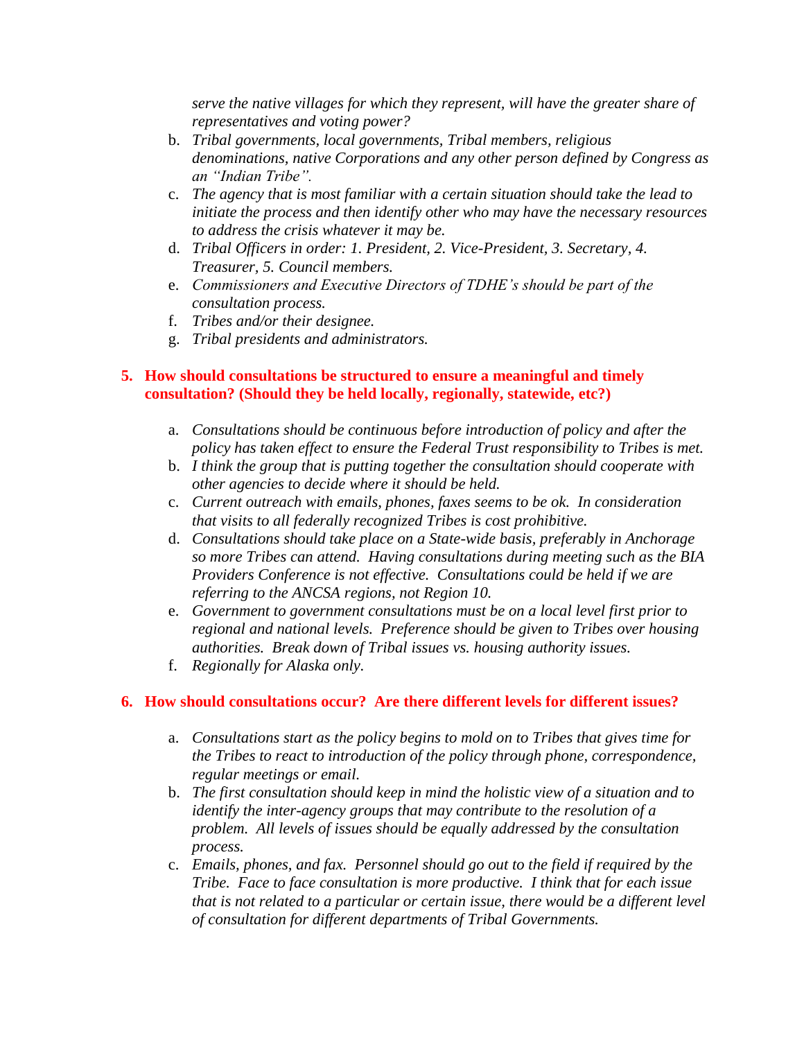*serve the native villages for which they represent, will have the greater share of representatives and voting power?*

b. *Tribal governments, local governments, Tribal members, religious denominations, native Corporations and any other person defined by Congress as an "Indian Tribe".*
c. *The agency that is most familiar with a certain situation should take the lead to initiate the process and then identify other who may have the necessary resources to address the crisis whatever it may be.*
d. *Tribal Officers in order: 1. President, 2. Vice-President, 3. Secretary, 4. Treasurer, 5. Council members.*
e. *Commissioners and Executive Directors of TDHE's should be part of the consultation process.*
f. *Tribes and/or their designee.*
g. *Tribal presidents and administrators.*

**5. How should consultations be structured to ensure a meaningful and timely consultation? (Should they be held locally, regionally, statewide, etc?)**

a. *Consultations should be continuous before introduction of policy and after the policy has taken effect to ensure the Federal Trust responsibility to Tribes is met.*
b. *I think the group that is putting together the consultation should cooperate with other agencies to decide where it should be held.*
c. *Current outreach with emails, phones, faxes seems to be ok. In consideration that visits to all federally recognized Tribes is cost prohibitive.*
d. *Consultations should take place on a State-wide basis, preferably in Anchorage so more Tribes can attend. Having consultations during meeting such as the BIA Providers Conference is not effective. Consultations could be held if we are referring to the ANCSA regions, not Region 10.*
e. *Government to government consultations must be on a local level first prior to regional and national levels. Preference should be given to Tribes over housing authorities. Break down of Tribal issues vs. housing authority issues.*
f. *Regionally for Alaska only.*

**6. How should consultations occur? Are there different levels for different issues?**

a. *Consultations start as the policy begins to mold on to Tribes that gives time for the Tribes to react to introduction of the policy through phone, correspondence, regular meetings or email.*
b. *The first consultation should keep in mind the holistic view of a situation and to identify the inter-agency groups that may contribute to the resolution of a problem. All levels of issues should be equally addressed by the consultation process.*
c. *Emails, phones, and fax. Personnel should go out to the field if required by the Tribe. Face to face consultation is more productive. I think that for each issue that is not related to a particular or certain issue, there would be a different level of consultation for different departments of Tribal Governments.*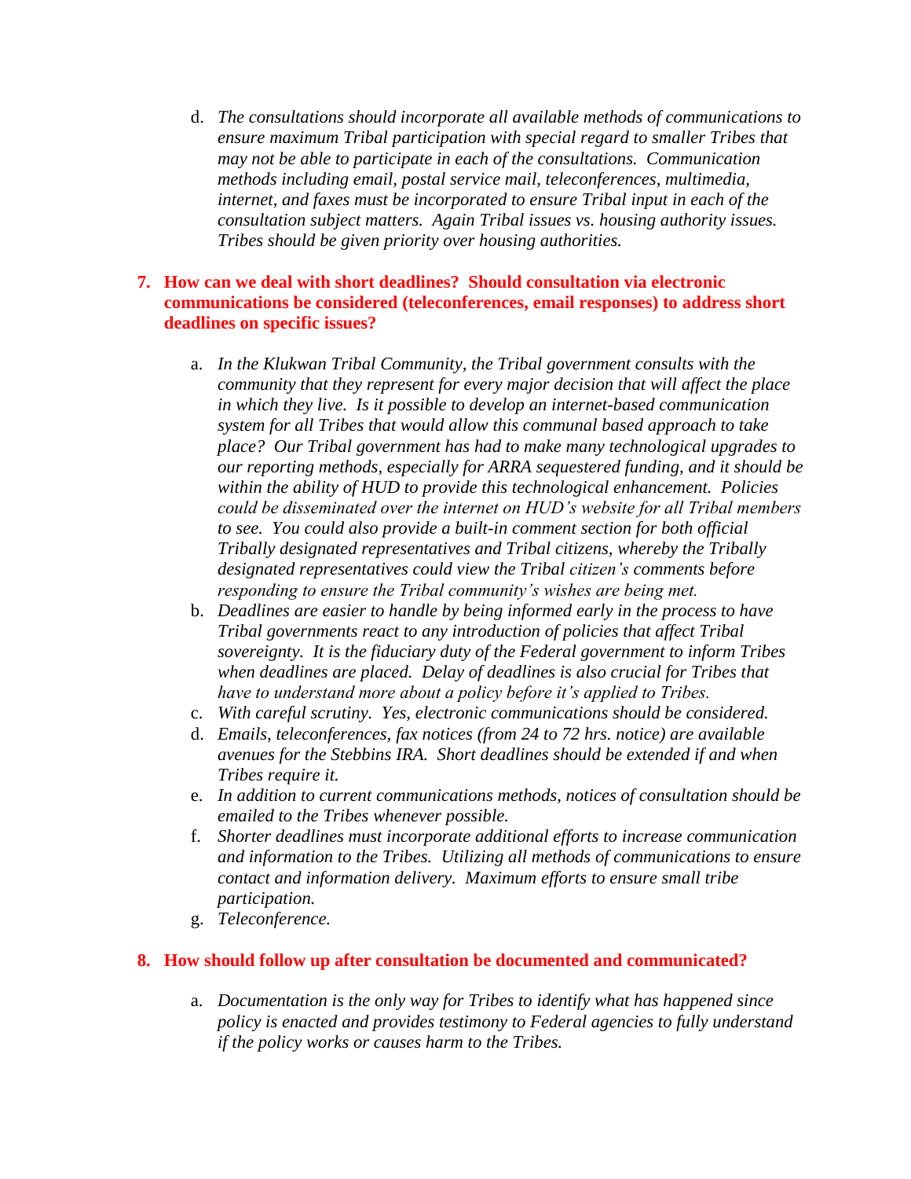d. *The consultations should incorporate all available methods of communications to ensure maximum Tribal participation with special regard to smaller Tribes that may not be able to participate in each of the consultations. Communication methods including email, postal service mail, teleconferences, multimedia, internet, and faxes must be incorporated to ensure Tribal input in each of the consultation subject matters. Again Tribal issues vs. housing authority issues. Tribes should be given priority over housing authorities.*

**7. How can we deal with short deadlines? Should consultation via electronic communications be considered (teleconferences, email responses) to address short deadlines on specific issues?**

a. *In the Klukwan Tribal Community, the Tribal government consults with the community that they represent for every major decision that will affect the place in which they live. Is it possible to develop an internet-based communication system for all Tribes that would allow this communal based approach to take place? Our Tribal government has had to make many technological upgrades to our reporting methods, especially for ARRA sequestered funding, and it should be within the ability of HUD to provide this technological enhancement. Policies could be disseminated over the internet on HUD's website for all Tribal members to see. You could also provide a built-in comment section for both official Tribally designated representatives and Tribal citizens, whereby the Tribally designated representatives could view the Tribal citizen's comments before responding to ensure the Tribal community's wishes are being met.*

b. *Deadlines are easier to handle by being informed early in the process to have Tribal governments react to any introduction of policies that affect Tribal sovereignty. It is the fiduciary duty of the Federal government to inform Tribes when deadlines are placed. Delay of deadlines is also crucial for Tribes that have to understand more about a policy before it's applied to Tribes.*

c. *With careful scrutiny. Yes, electronic communications should be considered.*

d. *Emails, teleconferences, fax notices (from 24 to 72 hrs. notice) are available avenues for the Stebbins IRA. Short deadlines should be extended if and when Tribes require it.*

e. *In addition to current communications methods, notices of consultation should be emailed to the Tribes whenever possible.*

f. *Shorter deadlines must incorporate additional efforts to increase communication and information to the Tribes. Utilizing all methods of communications to ensure contact and information delivery. Maximum efforts to ensure small tribe participation.*

g. *Teleconference.*

**8. How should follow up after consultation be documented and communicated?**

a. *Documentation is the only way for Tribes to identify what has happened since policy is enacted and provides testimony to Federal agencies to fully understand if the policy works or causes harm to the Tribes.*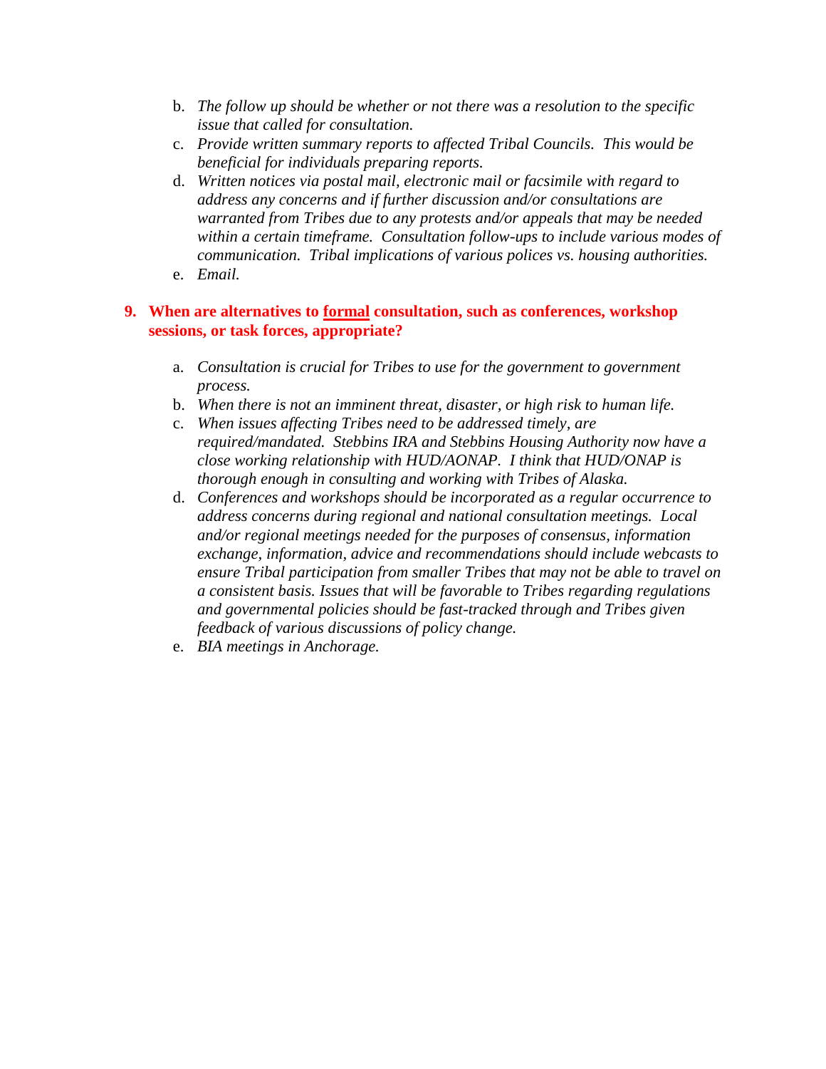b. *The follow up should be whether or not there was a resolution to the specific issue that called for consultation.*
c. *Provide written summary reports to affected Tribal Councils. This would be beneficial for individuals preparing reports.*
d. *Written notices via postal mail, electronic mail or facsimile with regard to address any concerns and if further discussion and/or consultations are warranted from Tribes due to any protests and/or appeals that may be needed within a certain timeframe. Consultation follow-ups to include various modes of communication. Tribal implications of various polices vs. housing authorities.*
e. *Email.*

**9. When are alternatives to <u>formal</u> consultation, such as conferences, workshop sessions, or task forces, appropriate?**

a. *Consultation is crucial for Tribes to use for the government to government process.*
b. *When there is not an imminent threat, disaster, or high risk to human life.*
c. *When issues affecting Tribes need to be addressed timely, are required/mandated. Stebbins IRA and Stebbins Housing Authority now have a close working relationship with HUD/AONAP. I think that HUD/ONAP is thorough enough in consulting and working with Tribes of Alaska.*
d. *Conferences and workshops should be incorporated as a regular occurrence to address concerns during regional and national consultation meetings. Local and/or regional meetings needed for the purposes of consensus, information exchange, information, advice and recommendations should include webcasts to ensure Tribal participation from smaller Tribes that may not be able to travel on a consistent basis. Issues that will be favorable to Tribes regarding regulations and governmental policies should be fast-tracked through and Tribes given feedback of various discussions of policy change.*
e. *BIA meetings in Anchorage.*